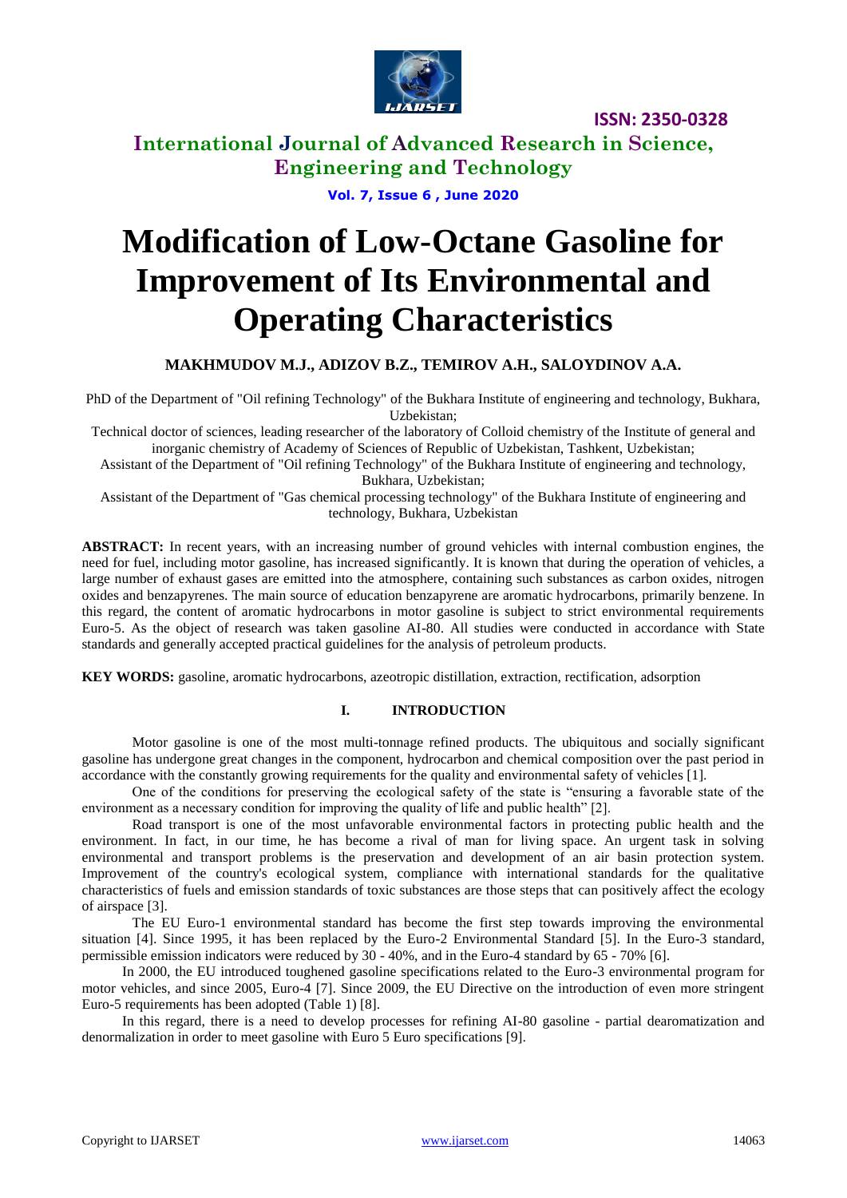# Modification of Low-Octane Gasoline for Improvement of Its Environmental and Operating Characteristics

**MAKHMUDOV M.J., ADIZOV B.Z., TEMIROV A.H., SALOYDINOV A.A.**

PhD of the Department of "Oil refining Technology" of the Bukhara Institute of engineering and technology, Bukhara, Uzbekistan;

Technical doctor of sciences, leading researcher of the laboratory of Colloid chemistry of the Institute of general and inorganic chemistry of Academy of Sciences of Republic of Uzbekistan, Tashkent, Uzbekistan;

Assistant of the Department of "Oil refining Technology" of the Bukhara Institute of engineering and technology, Bukhara, Uzbekistan;

Assistant of the Department of "Gas chemical processing technology" of the Bukhara Institute of engineering and technology, Bukhara, Uzbekistan

**ABSTRACT:** In recent years, with an increasing number of ground vehicles with internal combustion engines, the need for fuel, including motor gasoline, has increased significantly. It is known that during the operation of vehicles, a large number of exhaust gases are emitted into the atmosphere, containing such substances as carbon oxides, nitrogen oxides and benzapyrenes. The main source of education benzapyrene are aromatic hydrocarbons, primarily benzene. In this regard, the content of aromatic hydrocarbons in motor gasoline is subject to strict environmental requirements Euro-5. As the object of research was taken gasoline AI-80. All studies were conducted in accordance with State standards and generally accepted practical guidelines for the analysis of petroleum products.

**KEY WORDS:** gasoline, aromatic hydrocarbons, azeotropic distillation, extraction, rectification, adsorption

## I. INTRODUCTION

Motor gasoline is one of the most multi-tonnage refined products. The ubiquitous and socially significant gasoline has undergone great changes in the component, hydrocarbon and chemical composition over the past period in accordance with the constantly growing requirements for the quality and environmental safety of vehicles [1].

One of the conditions for preserving the ecological safety of the state is "ensuring a favorable state of the environment as a necessary condition for improving the quality of life and public health" [2].

Road transport is one of the most unfavorable environmental factors in protecting public health and the environment. In fact, in our time, he has become a rival of man for living space. An urgent task in solving environmental and transport problems is the preservation and development of an air basin protection system. Improvement of the country's ecological system, compliance with international standards for the qualitative characteristics of fuels and emission standards of toxic substances are those steps that can positively affect the ecology of airspace [3].

The EU Euro-1 environmental standard has become the first step towards improving the environmental situation [4]. Since 1995, it has been replaced by the Euro-2 Environmental Standard [5]. In the Euro-3 standard, permissible emission indicators were reduced by 30 - 40%, and in the Euro-4 standard by 65 - 70% [6].

In 2000, the EU introduced toughened gasoline specifications related to the Euro-3 environmental program for motor vehicles, and since 2005, Euro-4 [7]. Since 2009, the EU Directive on the introduction of even more stringent Euro-5 requirements has been adopted (Table 1) [8].

In this regard, there is a need to develop processes for refining AI-80 gasoline - partial dearomatization and denormalization in order to meet gasoline with Euro 5 Euro specifications [9].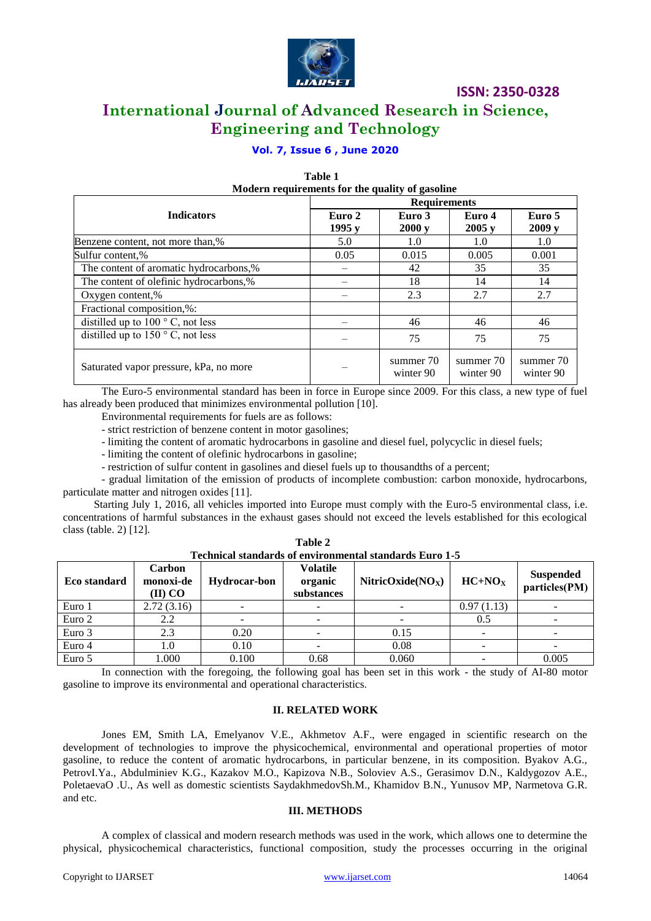**Table 1**
**Modern requirements for the quality of gasoline**

| Indicators | Requirements | | | |
|---|---|---|---|---|
| | Euro 2 1995 y | Euro 3 2000 y | Euro 4 2005 y | Euro 5 2009 y |
| Benzene content, not more than,% | 5.0 | 1.0 | 1.0 | 1.0 |
| Sulfur content,% | 0.05 | 0.015 | 0.005 | 0.001 |
| The content of aromatic hydrocarbons,% | – | 42 | 35 | 35 |
| The content of olefinic hydrocarbons,% | – | 18 | 14 | 14 |
| Oxygen content,% | – | 2.3 | 2.7 | 2.7 |
| Fractional composition,%: | | | | |
| distilled up to 100 ° C, not less | – | 46 | 46 | 46 |
| distilled up to 150 ° C, not less | – | 75 | 75 | 75 |
| Saturated vapor pressure, kPa, no more | – | summer 70 winter 90 | summer 70 winter 90 | summer 70 winter 90 |

The Euro-5 environmental standard has been in force in Europe since 2009. For this class, a new type of fuel has already been produced that minimizes environmental pollution [10].

Environmental requirements for fuels are as follows:

- strict restriction of benzene content in motor gasolines;
- limiting the content of aromatic hydrocarbons in gasoline and diesel fuel, polycyclic in diesel fuels;
- limiting the content of olefinic hydrocarbons in gasoline;
- restriction of sulfur content in gasolines and diesel fuels up to thousandths of a percent;
- gradual limitation of the emission of products of incomplete combustion: carbon monoxide, hydrocarbons, particulate matter and nitrogen oxides [11].

Starting July 1, 2016, all vehicles imported into Europe must comply with the Euro-5 environmental class, i.e. concentrations of harmful substances in the exhaust gases should not exceed the levels established for this ecological class (table. 2) [12].

**Table 2**
**Technical standards of environmental standards Euro 1-5**

| Eco standard | Carbon monoxi-de (II) CO | Hydrocar-bon | Volatile organic substances | NitricOxide($NO_X$) | $HC+NO_X$ | Suspended particles(PM) |
|---|---|---|---|---|---|---|
| Euro 1 | 2.72 (3.16) | - | - | - | 0.97 (1.13) | - |
| Euro 2 | 2.2 | - | - | - | 0.5 | - |
| Euro 3 | 2.3 | 0.20 | - | 0.15 | - | - |
| Euro 4 | 1.0 | 0.10 | - | 0.08 | - | - |
| Euro 5 | 1.000 | 0.100 | 0.68 | 0.060 | - | 0.005 |

In connection with the foregoing, the following goal has been set in this work - the study of AI-80 motor gasoline to improve its environmental and operational characteristics.

## II. RELATED WORK

Jones EM, Smith LA, Emelyanov V.E., Akhmetov A.F., were engaged in scientific research on the development of technologies to improve the physicochemical, environmental and operational properties of motor gasoline, to reduce the content of aromatic hydrocarbons, in particular benzene, in its composition. Byakov A.G., PetrovI.Ya., Abdulminiev K.G., Kazakov M.O., Kapizova N.B., Soloviev A.S., Gerasimov D.N., Kaldygozov A.E., PoletaevaO .U., As well as domestic scientists SaydakhmedovSh.M., Khamidov B.N., Yunusov MP, Narmetova G.R. and etc.

## III. METHODS

A complex of classical and modern research methods was used in the work, which allows one to determine the physical, physicochemical characteristics, functional composition, study the processes occurring in the original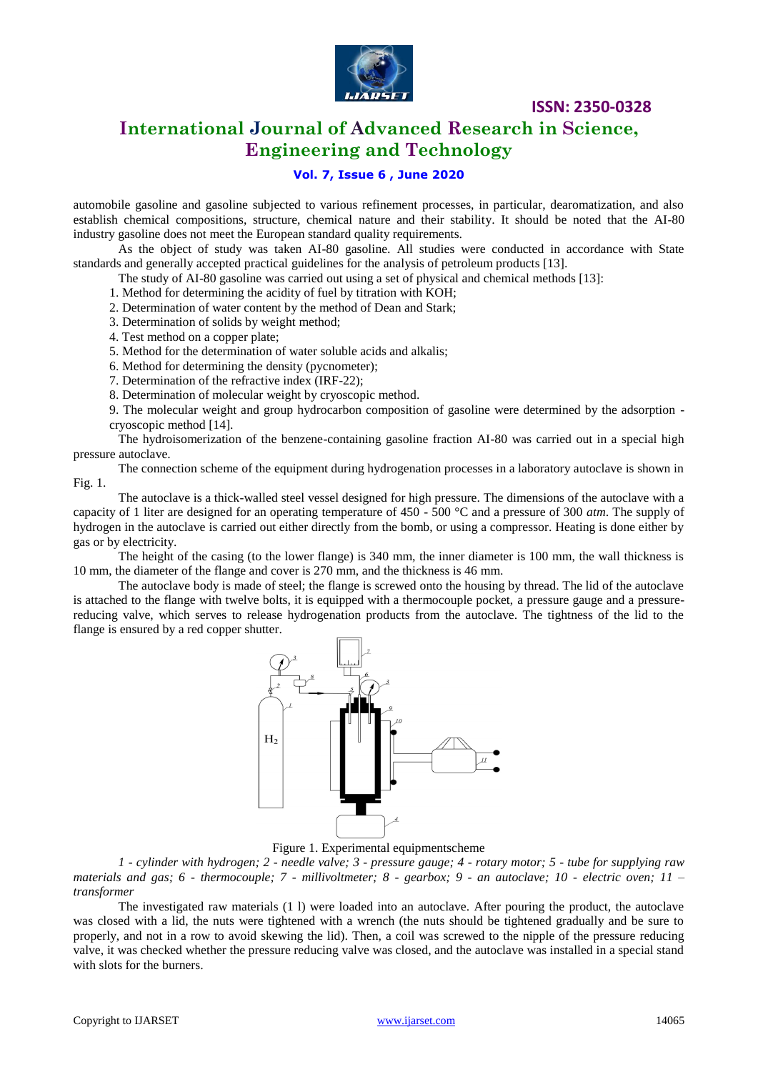automobile gasoline and gasoline subjected to various refinement processes, in particular, dearomatization, and also establish chemical compositions, structure, chemical nature and their stability. It should be noted that the AI-80 industry gasoline does not meet the European standard quality requirements.

As the object of study was taken AI-80 gasoline. All studies were conducted in accordance with State standards and generally accepted practical guidelines for the analysis of petroleum products [13].

The study of AI-80 gasoline was carried out using a set of physical and chemical methods [13]:

1. Method for determining the acidity of fuel by titration with KOH;
2. Determination of water content by the method of Dean and Stark;
3. Determination of solids by weight method;
4. Test method on a copper plate;
5. Method for the determination of water soluble acids and alkalis;
6. Method for determining the density (pycnometer);
7. Determination of the refractive index (IRF-22);
8. Determination of molecular weight by cryoscopic method.
9. The molecular weight and group hydrocarbon composition of gasoline were determined by the adsorption - cryoscopic method [14].

The hydroisomerization of the benzene-containing gasoline fraction AI-80 was carried out in a special high pressure autoclave.

The connection scheme of the equipment during hydrogenation processes in a laboratory autoclave is shown in Fig. 1.

The autoclave is a thick-walled steel vessel designed for high pressure. The dimensions of the autoclave with a capacity of 1 liter are designed for an operating temperature of 450 - 500 °C and a pressure of 300 *atm*. The supply of hydrogen in the autoclave is carried out either directly from the bomb, or using a compressor. Heating is done either by gas or by electricity.

The height of the casing (to the lower flange) is 340 mm, the inner diameter is 100 mm, the wall thickness is 10 mm, the diameter of the flange and cover is 270 mm, and the thickness is 46 mm.

The autoclave body is made of steel; the flange is screwed onto the housing by thread. The lid of the autoclave is attached to the flange with twelve bolts, it is equipped with a thermocouple pocket, a pressure gauge and a pressure-reducing valve, which serves to release hydrogenation products from the autoclave. The tightness of the lid to the flange is ensured by a red copper shutter.

Figure 1. Experimental equipmentscheme

*1 - cylinder with hydrogen; 2 - needle valve; 3 - pressure gauge; 4 - rotary motor; 5 - tube for supplying raw materials and gas; 6 - thermocouple; 7 - millivoltmeter; 8 - gearbox; 9 - an autoclave; 10 - electric oven; 11 – transformer*

The investigated raw materials (1 l) were loaded into an autoclave. After pouring the product, the autoclave was closed with a lid, the nuts were tightened with a wrench (the nuts should be tightened gradually and be sure to properly, and not in a row to avoid skewing the lid). Then, a coil was screwed to the nipple of the pressure reducing valve, it was checked whether the pressure reducing valve was closed, and the autoclave was installed in a special stand with slots for the burners.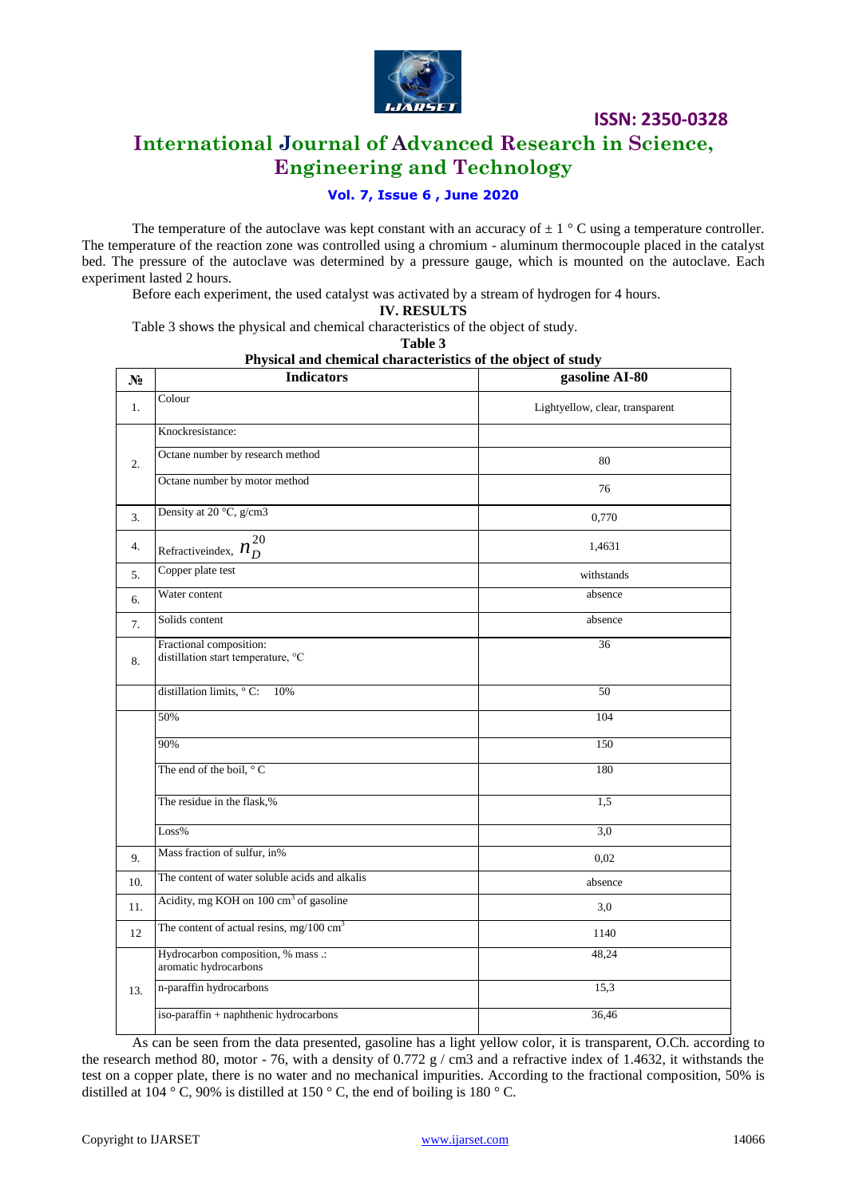The temperature of the autoclave was kept constant with an accuracy of ± 1 ° C using a temperature controller. The temperature of the reaction zone was controlled using a chromium - aluminum thermocouple placed in the catalyst bed. The pressure of the autoclave was determined by a pressure gauge, which is mounted on the autoclave. Each experiment lasted 2 hours.

Before each experiment, the used catalyst was activated by a stream of hydrogen for 4 hours.

## IV. RESULTS

Table 3 shows the physical and chemical characteristics of the object of study.

**Table 3**
**Physical and chemical characteristics of the object of study**

| № | Indicators | gasoline AI-80 |
|---|---|---|
| 1. | Colour | Lightyellow, clear, transparent |
| 2. | Knockresistance: | |
| | Octane number by research method | 80 |
| | Octane number by motor method | 76 |
| 3. | Density at 20 °C, g/cm3 | 0,770 |
| 4. | Refractiveindex, $n_D^{20}$ | 1,4631 |
| 5. | Copper plate test | withstands |
| 6. | Water content | absence |
| 7. | Solids content | absence |
| 8. | Fractional composition: distillation start temperature, °C | 36 |
| | distillation limits, ° C: 10% | 50 |
| | 50% | 104 |
| | 90% | 150 |
| | The end of the boil, ° C | 180 |
| | The residue in the flask,% | 1,5 |
| | Loss% | 3,0 |
| 9. | Mass fraction of sulfur, in% | 0,02 |
| 10. | The content of water soluble acids and alkalis | absence |
| 11. | Acidity, mg KOH on 100 $cm^3$ of gasoline | 3,0 |
| 12 | The content of actual resins, mg/100 $cm^3$ | 1140 |
| 13. | Hydrocarbon composition, % mass .: aromatic hydrocarbons | 48,24 |
| | n-paraffin hydrocarbons | 15,3 |
| | iso-paraffin + naphthenic hydrocarbons | 36,46 |

As can be seen from the data presented, gasoline has a light yellow color, it is transparent, O.Ch. according to the research method 80, motor - 76, with a density of 0.772 g / cm3 and a refractive index of 1.4632, it withstands the test on a copper plate, there is no water and no mechanical impurities. According to the fractional composition, 50% is distilled at 104 ° C, 90% is distilled at 150 ° C, the end of boiling is 180 ° C.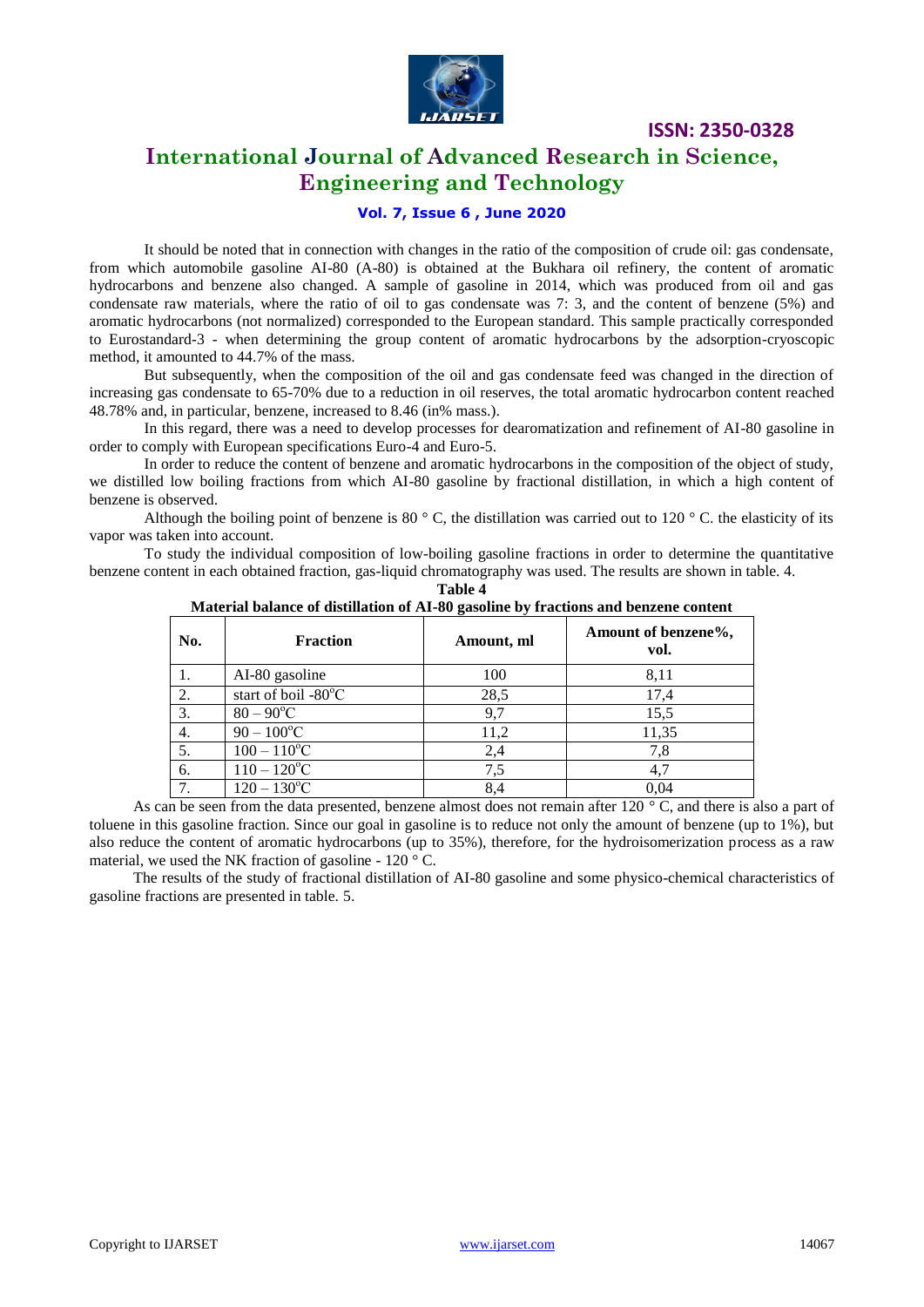It should be noted that in connection with changes in the ratio of the composition of crude oil: gas condensate, from which automobile gasoline AI-80 (A-80) is obtained at the Bukhara oil refinery, the content of aromatic hydrocarbons and benzene also changed. A sample of gasoline in 2014, which was produced from oil and gas condensate raw materials, where the ratio of oil to gas condensate was 7: 3, and the content of benzene (5%) and aromatic hydrocarbons (not normalized) corresponded to the European standard. This sample practically corresponded to Eurostandard-3 - when determining the group content of aromatic hydrocarbons by the adsorption-cryoscopic method, it amounted to 44.7% of the mass.

But subsequently, when the composition of the oil and gas condensate feed was changed in the direction of increasing gas condensate to 65-70% due to a reduction in oil reserves, the total aromatic hydrocarbon content reached 48.78% and, in particular, benzene, increased to 8.46 (in% mass.).

In this regard, there was a need to develop processes for dearomatization and refinement of AI-80 gasoline in order to comply with European specifications Euro-4 and Euro-5.

In order to reduce the content of benzene and aromatic hydrocarbons in the composition of the object of study, we distilled low boiling fractions from which AI-80 gasoline by fractional distillation, in which a high content of benzene is observed.

Although the boiling point of benzene is 80 ° C, the distillation was carried out to 120 ° C. the elasticity of its vapor was taken into account.

To study the individual composition of low-boiling gasoline fractions in order to determine the quantitative benzene content in each obtained fraction, gas-liquid chromatography was used. The results are shown in table. 4.

**Table 4**

**Material balance of distillation of AI-80 gasoline by fractions and benzene content**

| No. | Fraction | Amount, ml | Amount of benzene%, vol. |
|---|---|---|---|
| 1. | AI-80 gasoline | 100 | 8,11 |
| 2. | start of boil -80°C | 28,5 | 17,4 |
| 3. | 80 – 90°C | 9,7 | 15,5 |
| 4. | 90 – 100°C | 11,2 | 11,35 |
| 5. | 100 – 110°C | 2,4 | 7,8 |
| 6. | 110 – 120°C | 7,5 | 4,7 |
| 7. | 120 – 130°C | 8,4 | 0,04 |

As can be seen from the data presented, benzene almost does not remain after 120 ° C, and there is also a part of toluene in this gasoline fraction. Since our goal in gasoline is to reduce not only the amount of benzene (up to 1%), but also reduce the content of aromatic hydrocarbons (up to 35%), therefore, for the hydroisomerization process as a raw material, we used the NK fraction of gasoline - 120 ° C.

The results of the study of fractional distillation of AI-80 gasoline and some physico-chemical characteristics of gasoline fractions are presented in table. 5.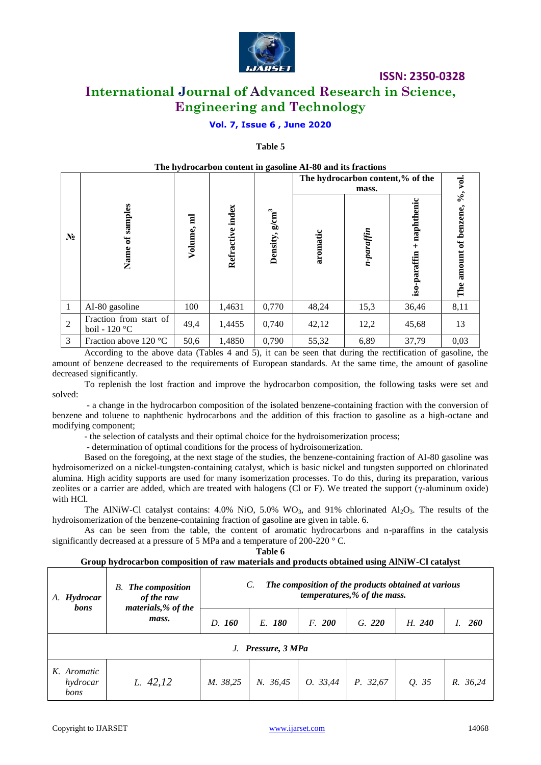**Table 5**

**The hydrocarbon content in gasoline AI-80 and its fractions**

| № | Name of samples | Volume, ml | Refractive index | Density, $g/cm^3$ | The hydrocarbon content,% of the mass. | | | The amount of benzene, %, vol. |
|---|---|---|---|---|---|---|---|---|
| | | | | | aromatic | *n-paraffin* | iso-paraffin + naphthenic | |
| 1 | AI-80 gasoline | 100 | 1,4631 | 0,770 | 48,24 | 15,3 | 36,46 | 8,11 |
| 2 | Fraction from start of boil - 120 °C | 49,4 | 1,4455 | 0,740 | 42,12 | 12,2 | 45,68 | 13 |
| 3 | Fraction above 120 °C | 50,6 | 1,4850 | 0,790 | 55,32 | 6,89 | 37,79 | 0,03 |

According to the above data (Tables 4 and 5), it can be seen that during the rectification of gasoline, the amount of benzene decreased to the requirements of European standards. At the same time, the amount of gasoline decreased significantly.

To replenish the lost fraction and improve the hydrocarbon composition, the following tasks were set and solved:

- a change in the hydrocarbon composition of the isolated benzene-containing fraction with the conversion of benzene and toluene to naphthenic hydrocarbons and the addition of this fraction to gasoline as a high-octane and modifying component;
- the selection of catalysts and their optimal choice for the hydroisomerization process;
- determination of optimal conditions for the process of hydroisomerization.

Based on the foregoing, at the next stage of the studies, the benzene-containing fraction of AI-80 gasoline was hydroisomerized on a nickel-tungsten-containing catalyst, which is basic nickel and tungsten supported on chlorinated alumina. High acidity supports are used for many isomerization processes. To do this, during its preparation, various zeolites or a carrier are added, which are treated with halogens (Cl or F). We treated the support (γ-aluminum oxide) with HCl.

The AlNiW-Cl catalyst contains: 4.0% NiO, 5.0% $WO_3$, and 91% chlorinated $Al_2O_3$. The results of the hydroisomerization of the benzene-containing fraction of gasoline are given in table. 6.

As can be seen from the table, the content of aromatic hydrocarbons and n-paraffins in the catalysis significantly decreased at a pressure of 5 MPa and a temperature of 200-220 ° C.

**Table 6**

**Group hydrocarbon composition of raw materials and products obtained using AlNiW-Cl catalyst**

| *A. Hydrocarbons* | *B. The composition of the raw materials,% of the mass.* | *C. The composition of the products obtained at various temperatures,% of the mass.* | | | | | |
|---|---|---|---|---|---|---|---|
| | | *D. 160* | *E. 180* | *F. 200* | *G. 220* | *H. 240* | *I. 260* |
| *J. Pressure, 3 MPa* | | | | | | | |
| *K. Aromatic hydrocarbons* | *L. 42,12* | *M. 38,25* | *N. 36,45* | *O. 33,44* | *P. 32,67* | *Q. 35* | *R. 36,24* |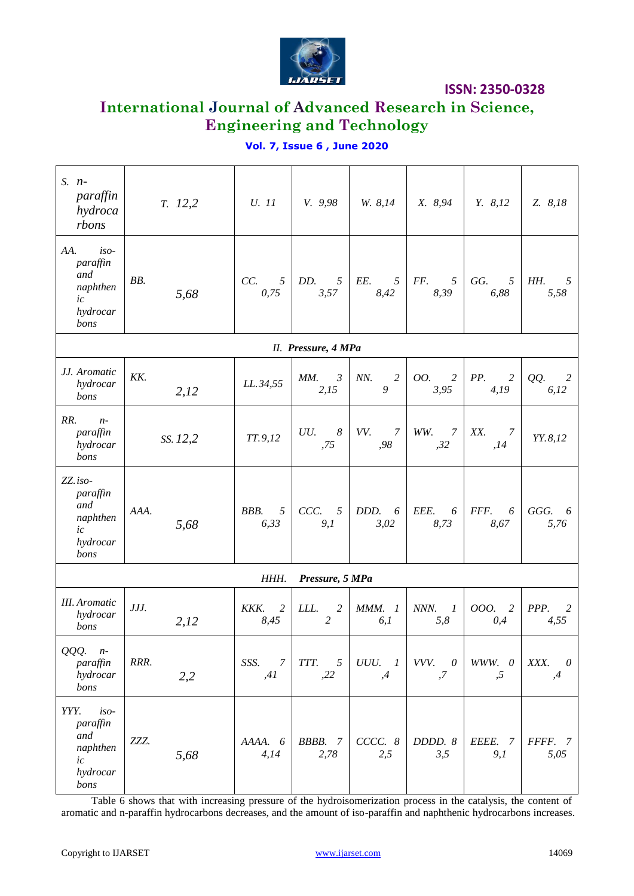| S. n-paraffin hydrocarbons | T. 12,2 | U. 11 | V. 9,98 | W. 8,14 | X. 8,94 | Y. 8,12 | Z. 8,18 |
|---|---|---|---|---|---|---|---|
| AA. iso-paraffin and naphthenic hydrocarbons | BB. 5,68 | CC. 50,75 | DD. 53,57 | EE. 58,42 | FF. 58,39 | GG. 56,88 | HH. 55,58 |
| II. ***Pressure, 4 MPa*** | | | | | | | |
| JJ. Aromatic hydrocarbons | KK. 2,12 | LL.34,55 | MM. 32,15 | NN. 29 | OO. 23,95 | PP. 24,19 | QQ. 26,12 |
| RR. n-paraffin hydrocarbons | SS. 12,2 | TT.9,12 | UU. 8,75 | VV. 7,98 | WW. 7,32 | XX. 7,14 | YY.8,12 |
| ZZ. iso-paraffin and naphthenic hydrocarbons | AAA. 5,68 | BBB. 56,33 | CCC. 59,1 | DDD. 63,02 | EEE. 68,73 | FFF. 68,67 | GGG. 65,76 |
| HHH. ***Pressure, 5 MPa*** | | | | | | | |
| III. Aromatic hydrocarbons | JJJ. 2,12 | KKK. 28,45 | LLL. 22 | MMM. 16,1 | NNN. 15,8 | OOO. 20,4 | PPP. 24,55 |
| QQQ. n-paraffin hydrocarbons | RRR. 2,2 | SSS. 7,41 | TTT. 5,22 | UUU. 1,4 | VVV. 0,7 | WWW. 0,5 | XXX. 0,4 |
| YYY. iso-paraffin and naphthenic hydrocarbons | ZZZ. 5,68 | AAAA. 64,14 | BBBB. 72,78 | CCCC. 82,5 | DDDD. 83,5 | EEEE. 79,1 | FFFF. 75,05 |

Table 6 shows that with increasing pressure of the hydroisomerization process in the catalysis, the content of aromatic and n-paraffin hydrocarbons decreases, and the amount of iso-paraffin and naphthenic hydrocarbons increases.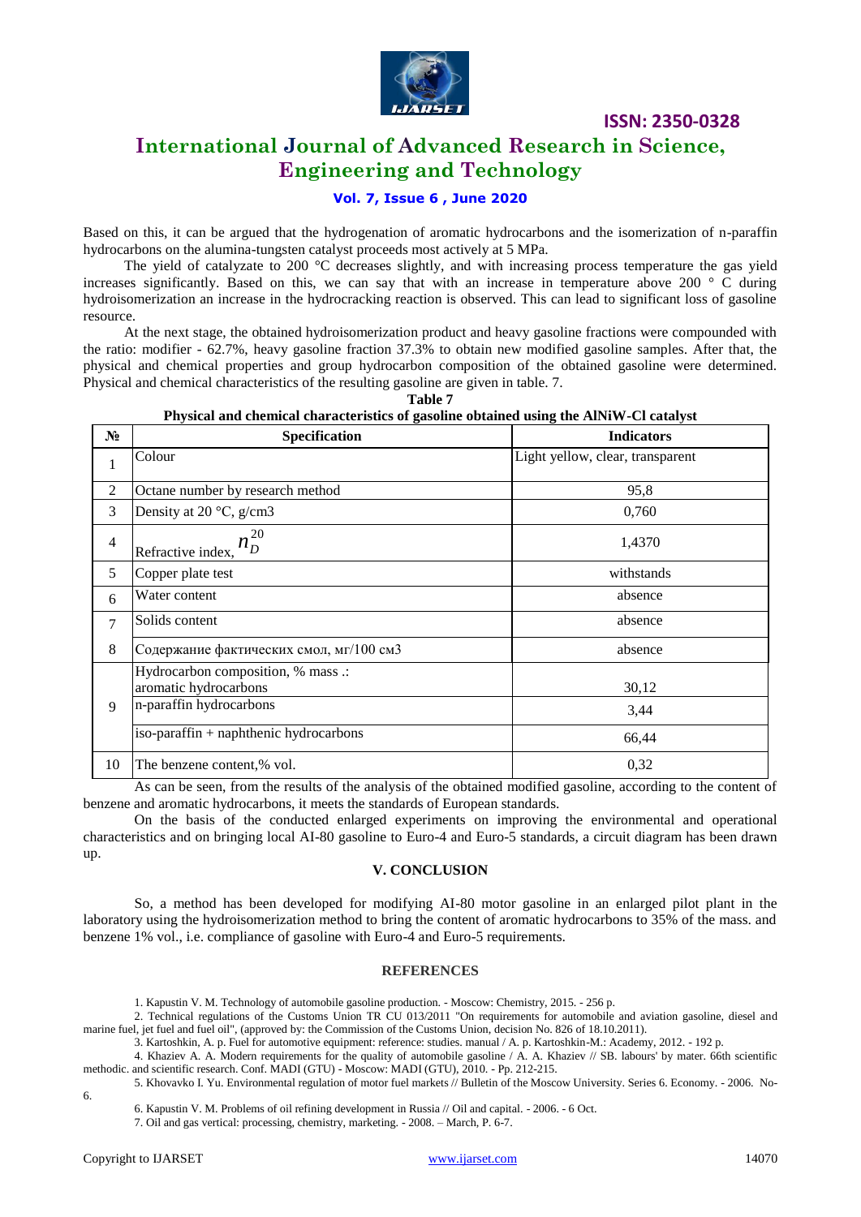Based on this, it can be argued that the hydrogenation of aromatic hydrocarbons and the isomerization of n-paraffin hydrocarbons on the alumina-tungsten catalyst proceeds most actively at 5 MPa.

The yield of catalyzate to 200 °C decreases slightly, and with increasing process temperature the gas yield increases significantly. Based on this, we can say that with an increase in temperature above 200 ° C during hydroisomerization an increase in the hydrocracking reaction is observed. This can lead to significant loss of gasoline resource.

At the next stage, the obtained hydroisomerization product and heavy gasoline fractions were compounded with the ratio: modifier - 62.7%, heavy gasoline fraction 37.3% to obtain new modified gasoline samples. After that, the physical and chemical properties and group hydrocarbon composition of the obtained gasoline were determined. Physical and chemical characteristics of the resulting gasoline are given in table. 7.

**Table 7**

**Physical and chemical characteristics of gasoline obtained using the AlNiW-Cl catalyst**

| № | Specification | Indicators |
|---|---|---|
| 1 | Colour | Light yellow, clear, transparent |
| 2 | Octane number by research method | 95,8 |
| 3 | Density at 20 °C, g/cm3 | 0,760 |
| 4 | Refractive index, $n_D^{20}$ | 1,4370 |
| 5 | Copper plate test | withstands |
| 6 | Water content | absence |
| 7 | Solids content | absence |
| 8 | Содержание фактических смол, мг/100 см3 | absence |
| 9 | Hydrocarbon composition, % mass .:<br>aromatic hydrocarbons | 30,12 |
| | n-paraffin hydrocarbons | 3,44 |
| | iso-paraffin + naphthenic hydrocarbons | 66,44 |
| 10 | The benzene content,% vol. | 0,32 |

As can be seen, from the results of the analysis of the obtained modified gasoline, according to the content of benzene and aromatic hydrocarbons, it meets the standards of European standards.

On the basis of the conducted enlarged experiments on improving the environmental and operational characteristics and on bringing local AI-80 gasoline to Euro-4 and Euro-5 standards, a circuit diagram has been drawn up.

## V. CONCLUSION

So, a method has been developed for modifying AI-80 motor gasoline in an enlarged pilot plant in the laboratory using the hydroisomerization method to bring the content of aromatic hydrocarbons to 35% of the mass. and benzene 1% vol., i.e. compliance of gasoline with Euro-4 and Euro-5 requirements.

## REFERENCES

1. Kapustin V. M. Technology of automobile gasoline production. - Moscow: Chemistry, 2015. - 256 p.
2. Technical regulations of the Customs Union TR CU 013/2011 "On requirements for automobile and aviation gasoline, diesel and marine fuel, jet fuel and fuel oil", (approved by: the Commission of the Customs Union, decision No. 826 of 18.10.2011).
3. Kartoshkin, A. p. Fuel for automotive equipment: reference: studies. manual / A. p. Kartoshkin-M.: Academy, 2012. - 192 p.
4. Khaziev A. A. Modern requirements for the quality of automobile gasoline / A. A. Khaziev // SB. labours' by mater. 66th scientific methodic. and scientific research. Conf. MADI (GTU) - Moscow: MADI (GTU), 2010. - Pp. 212-215.
5. Khovavko I. Yu. Environmental regulation of motor fuel markets // Bulletin of the Moscow University. Series 6. Economy. - 2006. No-6.
6. Kapustin V. M. Problems of oil refining development in Russia // Oil and capital. - 2006. - 6 Oct.
7. Oil and gas vertical: processing, chemistry, marketing. - 2008. – March, P. 6-7.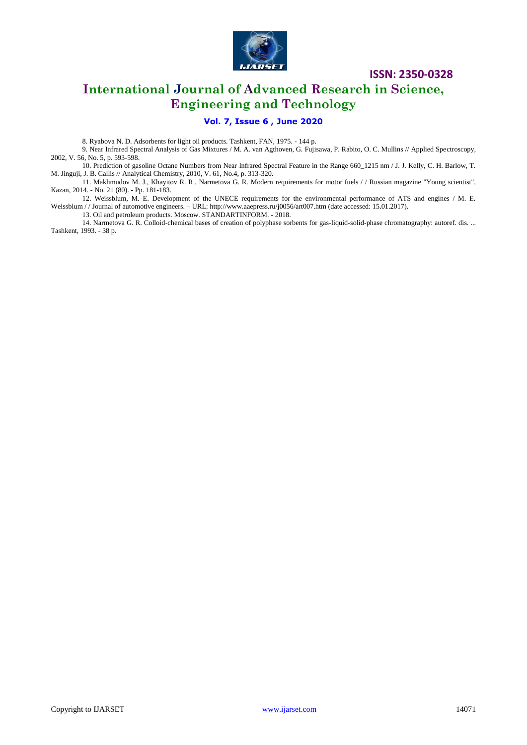8. Ryabova N. D. Adsorbents for light oil products. Tashkent, FAN, 1975. - 144 p.

9. Near Infrared Spectral Analysis of Gas Mixtures / M. A. van Agthoven, G. Fujisawa, P. Rabito, O. C. Mullins // Applied Spectroscopy, 2002, V. 56, No. 5, p. 593-598.

10. Prediction of gasoline Octane Numbers from Near Infrared Spectral Feature in the Range 660_1215 nm / J. J. Kelly, C. H. Barlow, T. M. Jinguji, J. B. Callis // Analytical Chemistry, 2010, V. 61, No.4, p. 313-320.

11. Makhmudov M. J., Khayitov R. R., Narmetova G. R. Modern requirements for motor fuels / / Russian magazine "Young scientist", Kazan, 2014. - No. 21 (80). - Pp. 181-183.

12. Weissblum, M. E. Development of the UNECE requirements for the environmental performance of ATS and engines / M. E. Weissblum / / Journal of automotive engineers. – URL: http://www.aaepress.ru/j0056/art007.htm (date accessed: 15.01.2017).

13. Oil and petroleum products. Moscow. STANDARTINFORM. - 2018.

14. Narmetova G. R. Colloid-chemical bases of creation of polyphase sorbents for gas-liquid-solid-phase chromatography: autoref. dis. ... Tashkent, 1993. - 38 p.